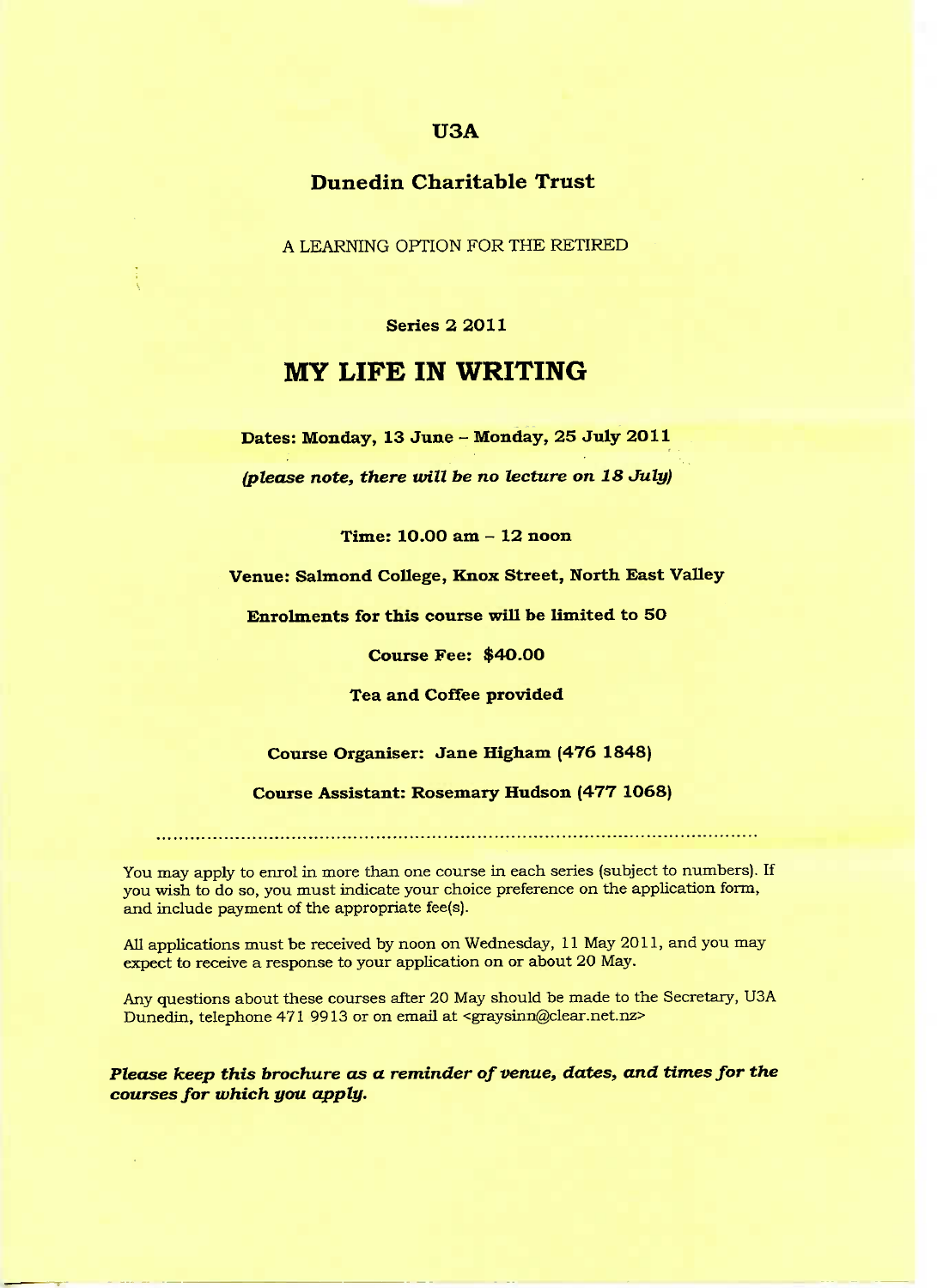## U3A

## Dunedin Charitable Trust

A LEARNING OPTION FOR THE RETIRED

**Series 2 2011**

# MY LIFE IN WRITING

**Dates: Monday, 13 June – Monday, 25 July 2011**

***(please note, there will be no lecture on 18 July)***

**Time: 10.00 am – 12 noon**

**Venue: Salmond College, Knox Street, North East Valley**

**Enrolments for this course will be limited to 50**

**Course Fee: $40.00**

**Tea and Coffee provided**

**Course Organiser: Jane Higham (476 1848)**

**Course Assistant: Rosemary Hudson (477 1068)**

---

You may apply to enrol in more than one course in each series (subject to numbers). If you wish to do so, you must indicate your choice preference on the application form, and include payment of the appropriate fee(s).

All applications must be received by noon on Wednesday, 11 May 2011, and you may expect to receive a response to your application on or about 20 May.

Any questions about these courses after 20 May should be made to the Secretary, U3A Dunedin, telephone 471 9913 or on email at <graysinn@clear.net.nz>

***Please keep this brochure as a reminder of venue, dates, and times for the courses for which you apply.***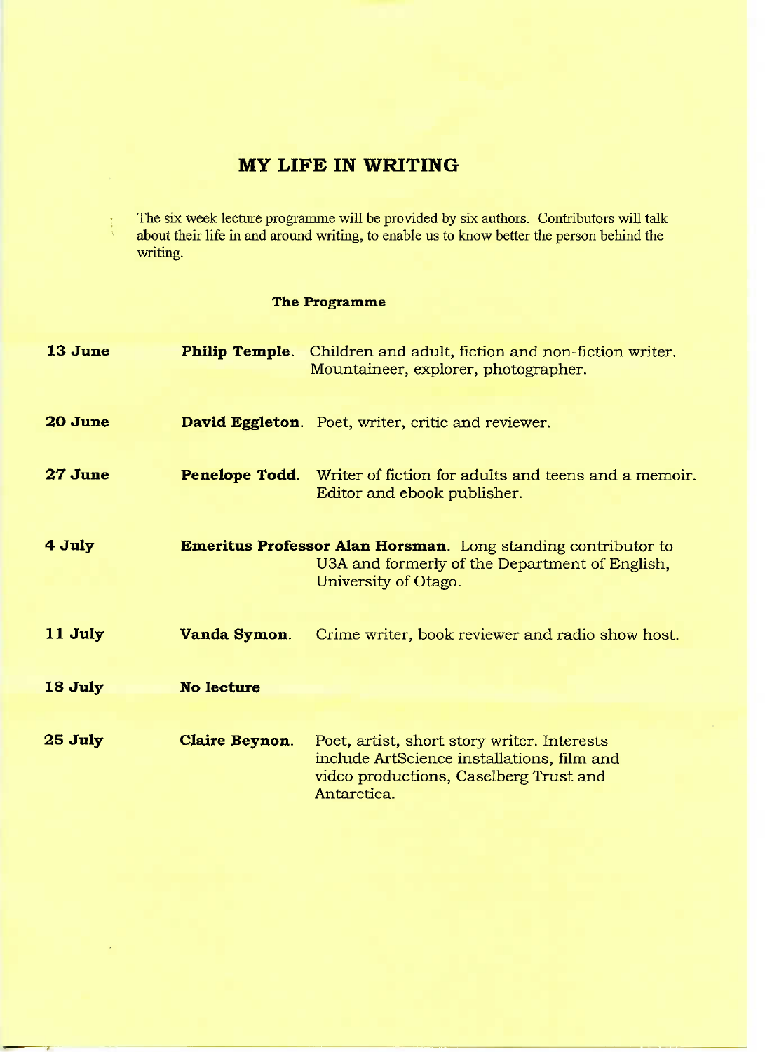# MY LIFE IN WRITING

The six week lecture programme will be provided by six authors. Contributors will talk about their life in and around writing, to enable us to know better the person behind the writing.

### The Programme

| | | |
|---|---|---|
| **13 June** | **Philip Temple.** | Children and adult, fiction and non-fiction writer. Mountaineer, explorer, photographer. |
| **20 June** | **David Eggleton.** | Poet, writer, critic and reviewer. |
| **27 June** | **Penelope Todd.** | Writer of fiction for adults and teens and a memoir. Editor and ebook publisher. |
| **4 July** | **Emeritus Professor Alan Horsman.** | Long standing contributor to U3A and formerly of the Department of English, University of Otago. |
| **11 July** | **Vanda Symon.** | Crime writer, book reviewer and radio show host. |
| **18 July** | **No lecture** | |
| **25 July** | **Claire Beynon.** | Poet, artist, short story writer. Interests include ArtScience installations, film and video productions, Caselberg Trust and Antarctica. |